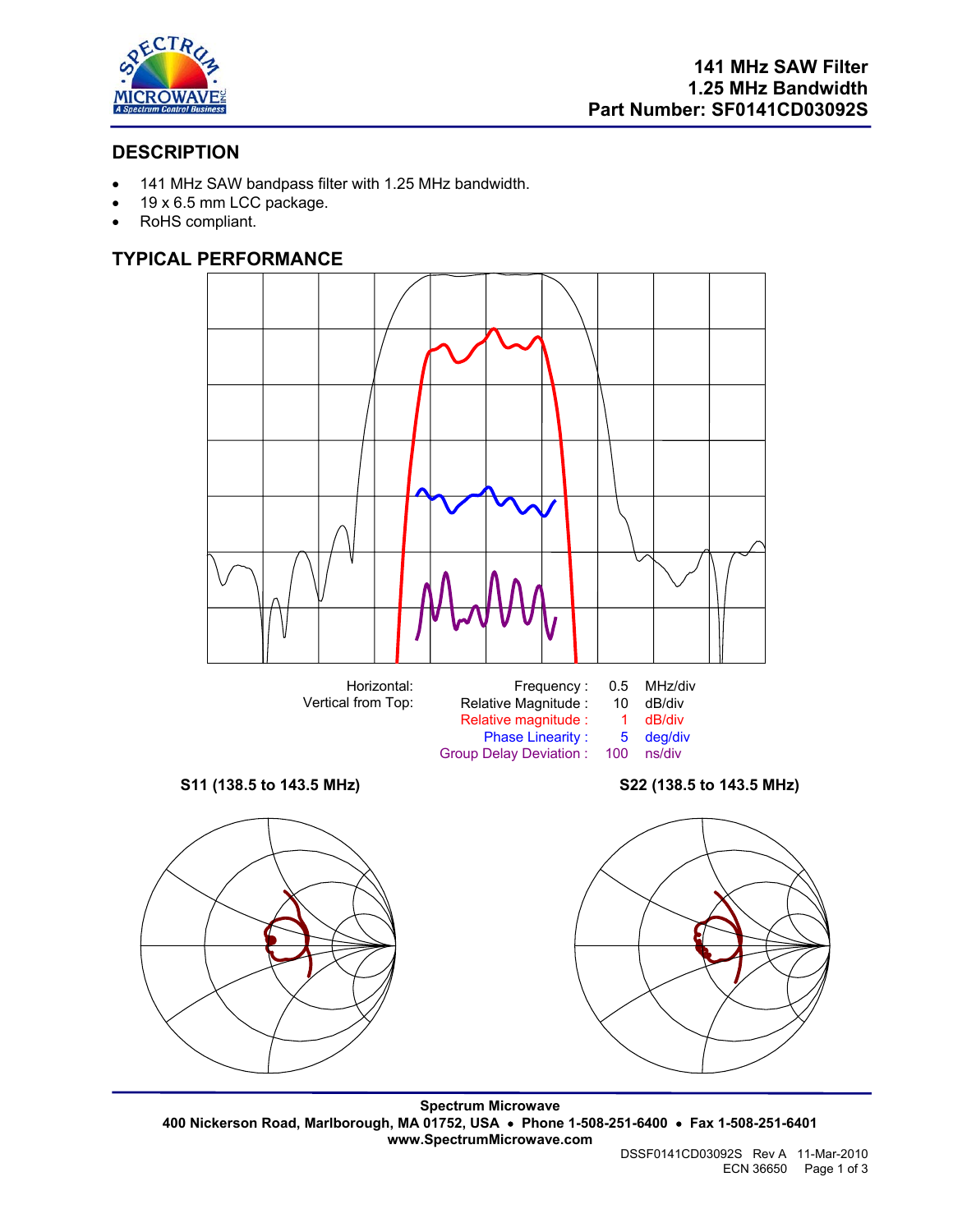# 141 MHz SAW Filter
# 1.25 MHz Bandwidth
# Part Number: SF0141CD03092S

## DESCRIPTION

- 141 MHz SAW bandpass filter with 1.25 MHz bandwidth.
- 19 x 6.5 mm LCC package.
- RoHS compliant.

## TYPICAL PERFORMANCE

| | | | |
|---|---|---|---|
| Horizontal: | Frequency : | 0.5 | MHz/div |
| Vertical from Top: | Relative Magnitude : | 10 | dB/div |
| | Relative magnitude : | 1 | dB/div |
| | Phase Linearity : | 5 | deg/div |
| | Group Delay Deviation : | 100 | ns/div |

**S11 (138.5 to 143.5 MHz)**

**S22 (138.5 to 143.5 MHz)**

**Spectrum Microwave**
**400 Nickerson Road, Marlborough, MA 01752, USA • Phone 1-508-251-6400 • Fax 1-508-251-6401**
**www.SpectrumMicrowave.com**

DSSF0141CD03092S Rev A 11-Mar-2010
ECN 36650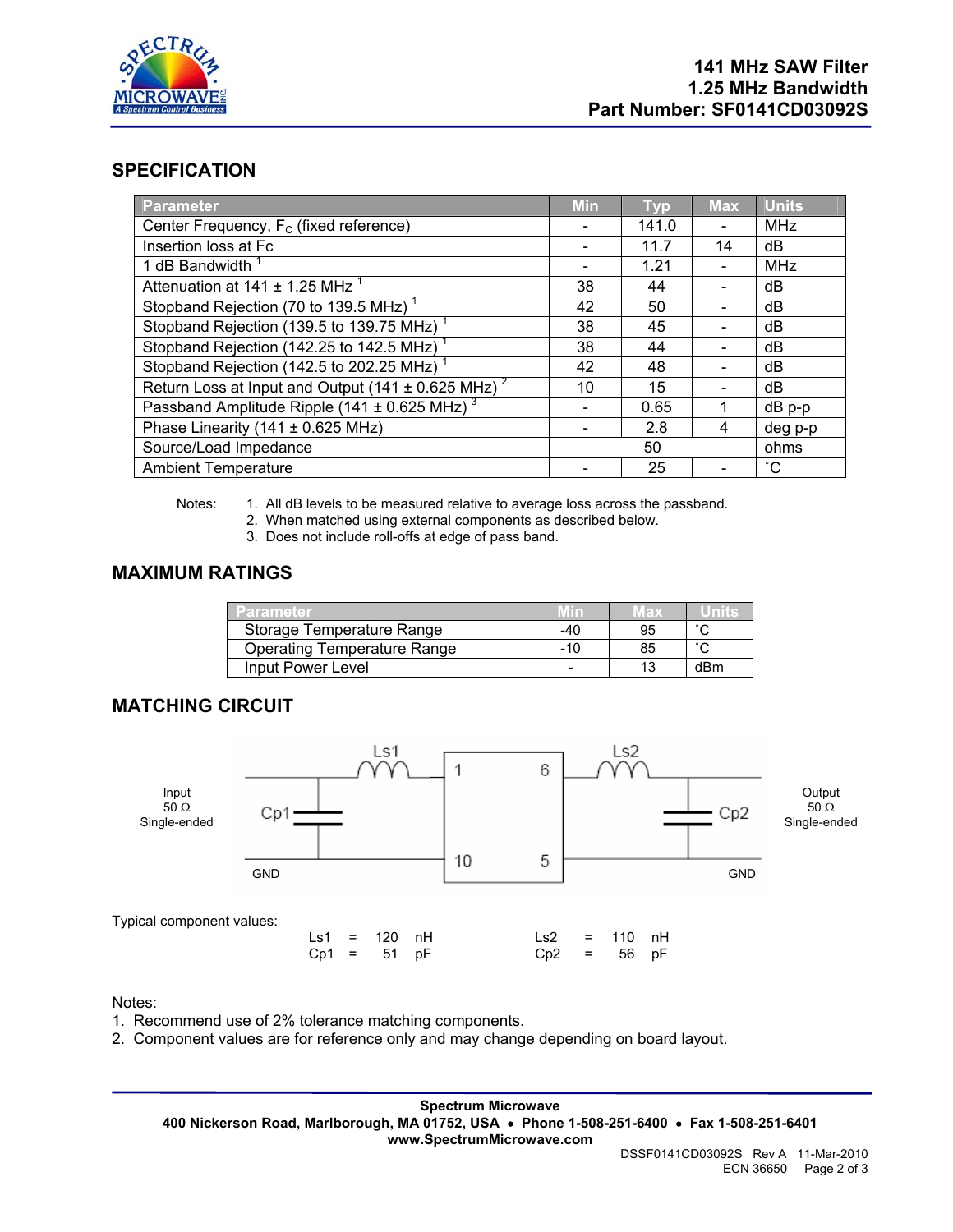**141 MHz SAW Filter**
**1.25 MHz Bandwidth**
**Part Number: SF0141CD03092S**

## SPECIFICATION

| Parameter | Min | Typ | Max | Units |
|---|---|---|---|---|
| Center Frequency, $F_C$ (fixed reference) | - | 141.0 | - | MHz |
| Insertion loss at Fc | - | 11.7 | 14 | dB |
| 1 dB Bandwidth [1] | - | 1.21 | - | MHz |
| Attenuation at 141 ± 1.25 MHz [1] | 38 | 44 | - | dB |
| Stopband Rejection (70 to 139.5 MHz) [1] | 42 | 50 | - | dB |
| Stopband Rejection (139.5 to 139.75 MHz) [1] | 38 | 45 | - | dB |
| Stopband Rejection (142.25 to 142.5 MHz) [1] | 38 | 44 | - | dB |
| Stopband Rejection (142.5 to 202.25 MHz) [1] | 42 | 48 | - | dB |
| Return Loss at Input and Output (141 ± 0.625 MHz) [2] | 10 | 15 | - | dB |
| Passband Amplitude Ripple (141 ± 0.625 MHz) [3] | - | 0.65 | 1 | dB p-p |
| Phase Linearity (141 ± 0.625 MHz) | - | 2.8 | 4 | deg p-p |
| Source/Load Impedance | | 50 | | ohms |
| Ambient Temperature | - | 25 | - | ˚C |

Notes:
1. All dB levels to be measured relative to average loss across the passband.
2. When matched using external components as described below.
3. Does not include roll-offs at edge of pass band.

## MAXIMUM RATINGS

| Parameter | Min | Max | Units |
|---|---|---|---|
| Storage Temperature Range | -40 | 95 | ˚C |
| Operating Temperature Range | -10 | 85 | ˚C |
| Input Power Level | - | 13 | dBm |

## MATCHING CIRCUIT

Input 50 Ω Single-ended — Cp1 — Ls1 — pins 1 / 10 — pins 6 / 5 — Ls2 — Cp2 — Output 50 Ω Single-ended (GND)

Typical component values:

| | | | | | | | |
|---|---|---|---|---|---|---|---|
| Ls1 | = | 120 | nH | Ls2 | = | 110 | nH |
| Cp1 | = | 51 | pF | Cp2 | = | 56 | pF |

Notes:
1. Recommend use of 2% tolerance matching components.
2. Component values are for reference only and may change depending on board layout.

**Spectrum Microwave**
**400 Nickerson Road, Marlborough, MA 01752, USA • Phone 1-508-251-6400 • Fax 1-508-251-6401**
**www.SpectrumMicrowave.com**

DSSF0141CD03092S Rev A 11-Mar-2010
ECN 36650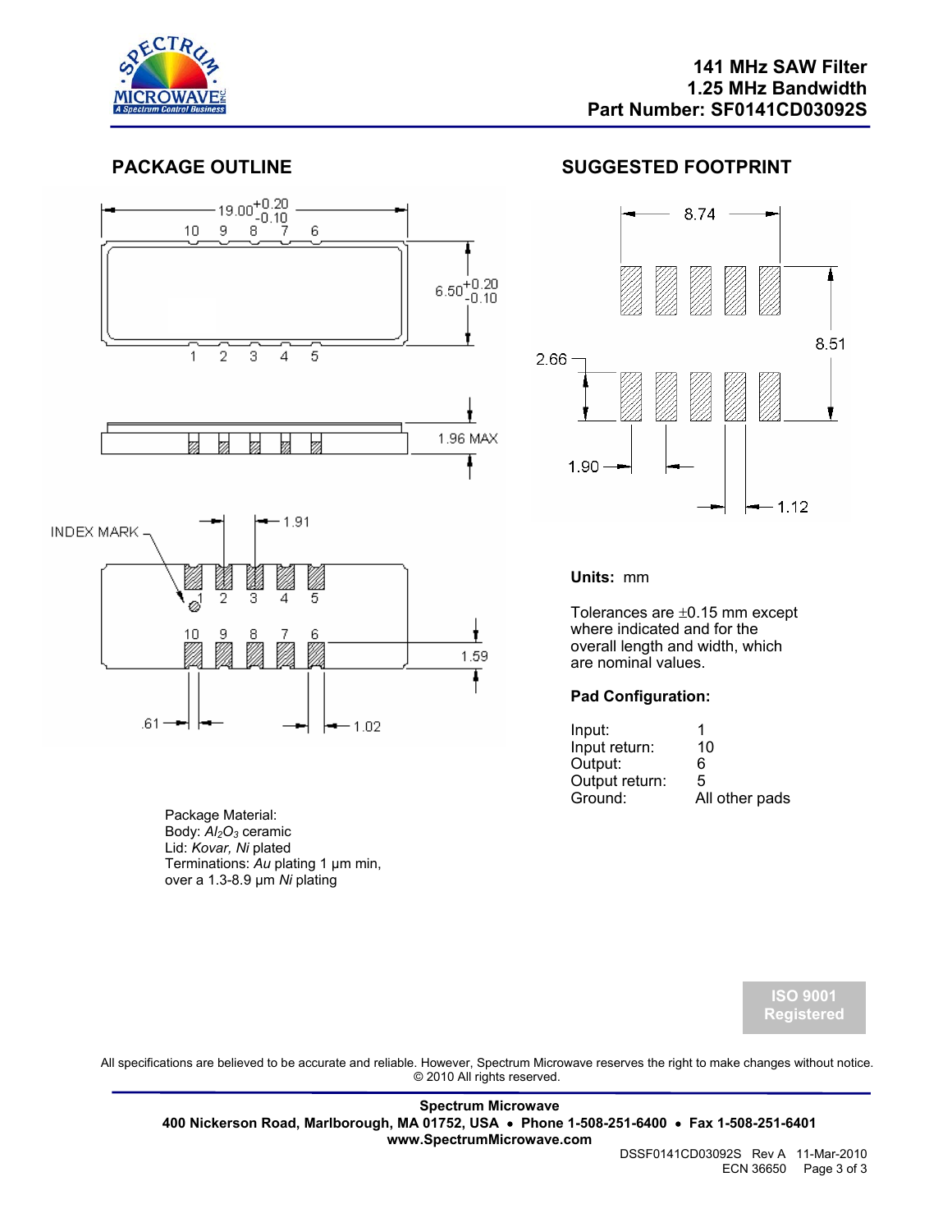**141 MHz SAW Filter**
**1.25 MHz Bandwidth**
**Part Number: SF0141CD03092S**

## PACKAGE OUTLINE

19.00 +0.20 -0.10

10 9 8 7 6

6.50 +0.20 -0.10

1 2 3 4 5

1.96 MAX

INDEX MARK

1.91

1 2 3 4 5

10 9 8 7 6

1.59

.61

1.02

Package Material:
Body: $Al_2O_3$ ceramic
Lid: *Kovar, Ni* plated
Terminations: *Au* plating 1 µm min, over a 1.3-8.9 µm *Ni* plating

## SUGGESTED FOOTPRINT

8.74

8.51

2.66

1.90

1.12

**Units:** mm

Tolerances are ±0.15 mm except where indicated and for the overall length and width, which are nominal values.

**Pad Configuration:**

| | |
|---|---|
| Input: | 1 |
| Input return: | 10 |
| Output: | 6 |
| Output return: | 5 |
| Ground: | All other pads |

ISO 9001 Registered

All specifications are believed to be accurate and reliable. However, Spectrum Microwave reserves the right to make changes without notice. © 2010 All rights reserved.

**Spectrum Microwave**
**400 Nickerson Road, Marlborough, MA 01752, USA • Phone 1-508-251-6400 • Fax 1-508-251-6401**
**www.SpectrumMicrowave.com**

DSSF0141CD03092S Rev A 11-Mar-2010
ECN 36650